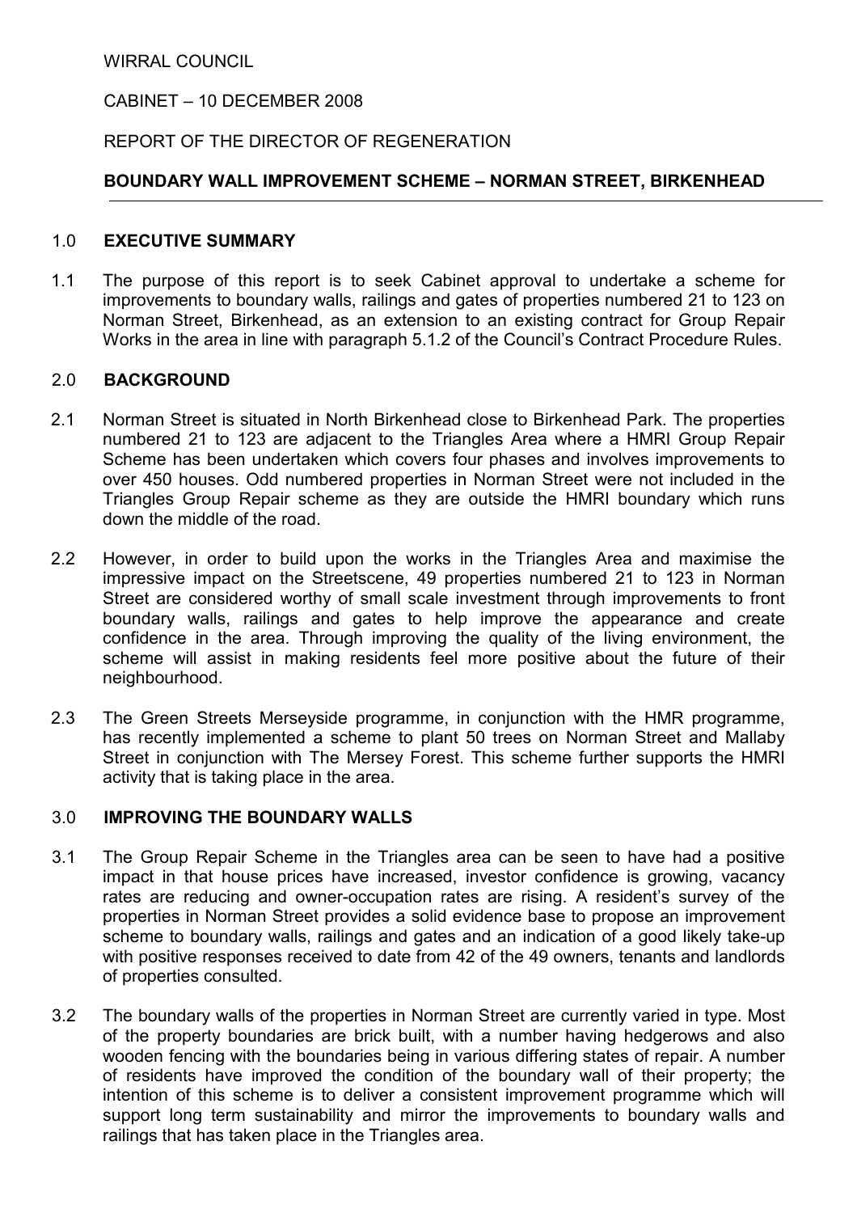WIRRAL COUNCIL

CABINET – 10 DECEMBER 2008

REPORT OF THE DIRECTOR OF REGENERATION

**BOUNDARY WALL IMPROVEMENT SCHEME – NORMAN STREET, BIRKENHEAD**

## 1.0 EXECUTIVE SUMMARY

1.1 The purpose of this report is to seek Cabinet approval to undertake a scheme for improvements to boundary walls, railings and gates of properties numbered 21 to 123 on Norman Street, Birkenhead, as an extension to an existing contract for Group Repair Works in the area in line with paragraph 5.1.2 of the Council's Contract Procedure Rules.

## 2.0 BACKGROUND

2.1 Norman Street is situated in North Birkenhead close to Birkenhead Park. The properties numbered 21 to 123 are adjacent to the Triangles Area where a HMRI Group Repair Scheme has been undertaken which covers four phases and involves improvements to over 450 houses. Odd numbered properties in Norman Street were not included in the Triangles Group Repair scheme as they are outside the HMRI boundary which runs down the middle of the road.

2.2 However, in order to build upon the works in the Triangles Area and maximise the impressive impact on the Streetscene, 49 properties numbered 21 to 123 in Norman Street are considered worthy of small scale investment through improvements to front boundary walls, railings and gates to help improve the appearance and create confidence in the area. Through improving the quality of the living environment, the scheme will assist in making residents feel more positive about the future of their neighbourhood.

2.3 The Green Streets Merseyside programme, in conjunction with the HMR programme, has recently implemented a scheme to plant 50 trees on Norman Street and Mallaby Street in conjunction with The Mersey Forest. This scheme further supports the HMRI activity that is taking place in the area.

## 3.0 IMPROVING THE BOUNDARY WALLS

3.1 The Group Repair Scheme in the Triangles area can be seen to have had a positive impact in that house prices have increased, investor confidence is growing, vacancy rates are reducing and owner-occupation rates are rising. A resident's survey of the properties in Norman Street provides a solid evidence base to propose an improvement scheme to boundary walls, railings and gates and an indication of a good likely take-up with positive responses received to date from 42 of the 49 owners, tenants and landlords of properties consulted.

3.2 The boundary walls of the properties in Norman Street are currently varied in type. Most of the property boundaries are brick built, with a number having hedgerows and also wooden fencing with the boundaries being in various differing states of repair. A number of residents have improved the condition of the boundary wall of their property; the intention of this scheme is to deliver a consistent improvement programme which will support long term sustainability and mirror the improvements to boundary walls and railings that has taken place in the Triangles area.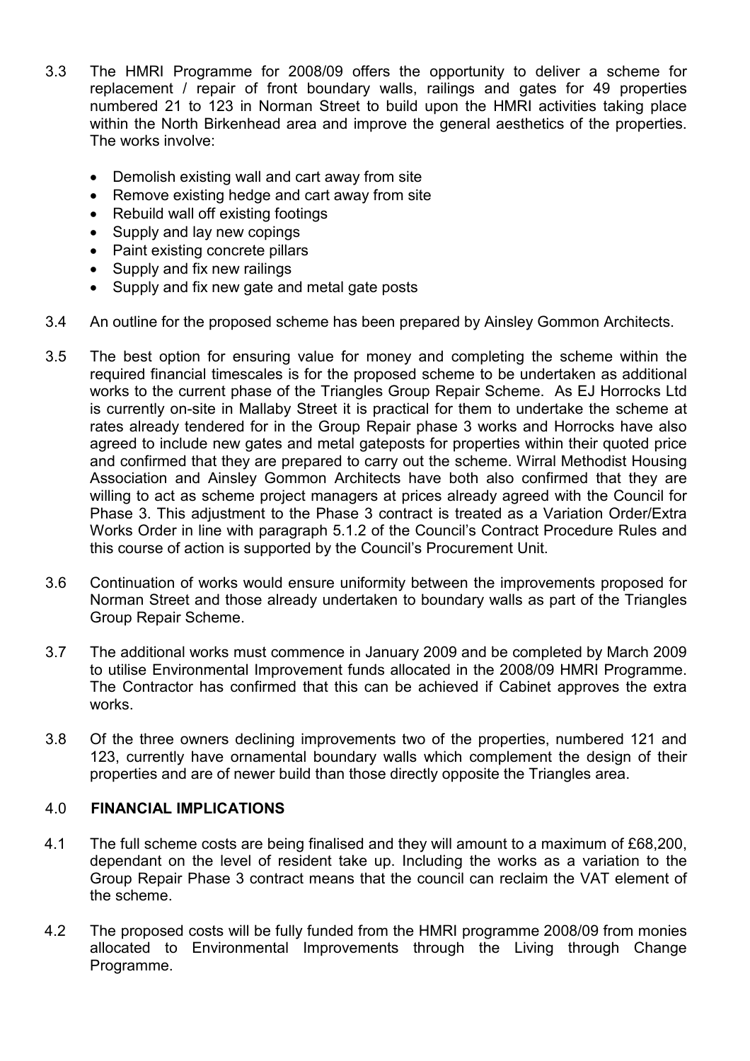3.3 The HMRI Programme for 2008/09 offers the opportunity to deliver a scheme for replacement / repair of front boundary walls, railings and gates for 49 properties numbered 21 to 123 in Norman Street to build upon the HMRI activities taking place within the North Birkenhead area and improve the general aesthetics of the properties. The works involve:

- Demolish existing wall and cart away from site
- Remove existing hedge and cart away from site
- Rebuild wall off existing footings
- Supply and lay new copings
- Paint existing concrete pillars
- Supply and fix new railings
- Supply and fix new gate and metal gate posts

3.4 An outline for the proposed scheme has been prepared by Ainsley Gommon Architects.

3.5 The best option for ensuring value for money and completing the scheme within the required financial timescales is for the proposed scheme to be undertaken as additional works to the current phase of the Triangles Group Repair Scheme. As EJ Horrocks Ltd is currently on-site in Mallaby Street it is practical for them to undertake the scheme at rates already tendered for in the Group Repair phase 3 works and Horrocks have also agreed to include new gates and metal gateposts for properties within their quoted price and confirmed that they are prepared to carry out the scheme. Wirral Methodist Housing Association and Ainsley Gommon Architects have both also confirmed that they are willing to act as scheme project managers at prices already agreed with the Council for Phase 3. This adjustment to the Phase 3 contract is treated as a Variation Order/Extra Works Order in line with paragraph 5.1.2 of the Council's Contract Procedure Rules and this course of action is supported by the Council's Procurement Unit.

3.6 Continuation of works would ensure uniformity between the improvements proposed for Norman Street and those already undertaken to boundary walls as part of the Triangles Group Repair Scheme.

3.7 The additional works must commence in January 2009 and be completed by March 2009 to utilise Environmental Improvement funds allocated in the 2008/09 HMRI Programme. The Contractor has confirmed that this can be achieved if Cabinet approves the extra works.

3.8 Of the three owners declining improvements two of the properties, numbered 121 and 123, currently have ornamental boundary walls which complement the design of their properties and are of newer build than those directly opposite the Triangles area.

## 4.0 FINANCIAL IMPLICATIONS

4.1 The full scheme costs are being finalised and they will amount to a maximum of £68,200, dependant on the level of resident take up. Including the works as a variation to the Group Repair Phase 3 contract means that the council can reclaim the VAT element of the scheme.

4.2 The proposed costs will be fully funded from the HMRI programme 2008/09 from monies allocated to Environmental Improvements through the Living through Change Programme.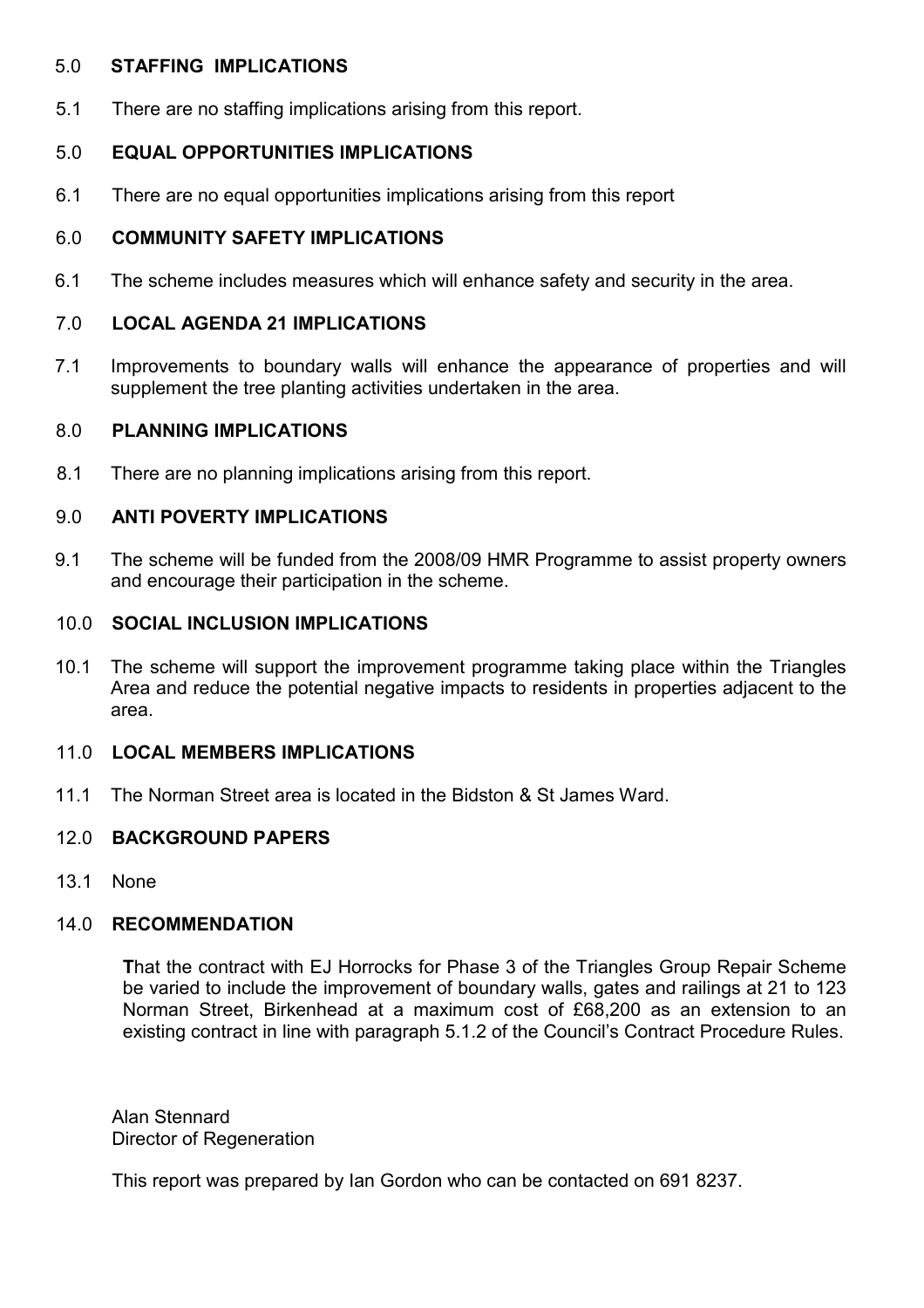## 5.0 STAFFING IMPLICATIONS

5.1 There are no staffing implications arising from this report.

## 5.0 EQUAL OPPORTUNITIES IMPLICATIONS

6.1 There are no equal opportunities implications arising from this report

## 6.0 COMMUNITY SAFETY IMPLICATIONS

6.1 The scheme includes measures which will enhance safety and security in the area.

## 7.0 LOCAL AGENDA 21 IMPLICATIONS

7.1 Improvements to boundary walls will enhance the appearance of properties and will supplement the tree planting activities undertaken in the area.

## 8.0 PLANNING IMPLICATIONS

8.1 There are no planning implications arising from this report.

## 9.0 ANTI POVERTY IMPLICATIONS

9.1 The scheme will be funded from the 2008/09 HMR Programme to assist property owners and encourage their participation in the scheme.

## 10.0 SOCIAL INCLUSION IMPLICATIONS

10.1 The scheme will support the improvement programme taking place within the Triangles Area and reduce the potential negative impacts to residents in properties adjacent to the area.

## 11.0 LOCAL MEMBERS IMPLICATIONS

11.1 The Norman Street area is located in the Bidston & St James Ward.

## 12.0 BACKGROUND PAPERS

13.1 None

## 14.0 RECOMMENDATION

**T**hat the contract with EJ Horrocks for Phase 3 of the Triangles Group Repair Scheme be varied to include the improvement of boundary walls, gates and railings at 21 to 123 Norman Street, Birkenhead at a maximum cost of £68,200 as an extension to an existing contract in line with paragraph 5.1.2 of the Council's Contract Procedure Rules.

Alan Stennard
Director of Regeneration

This report was prepared by Ian Gordon who can be contacted on 691 8237.